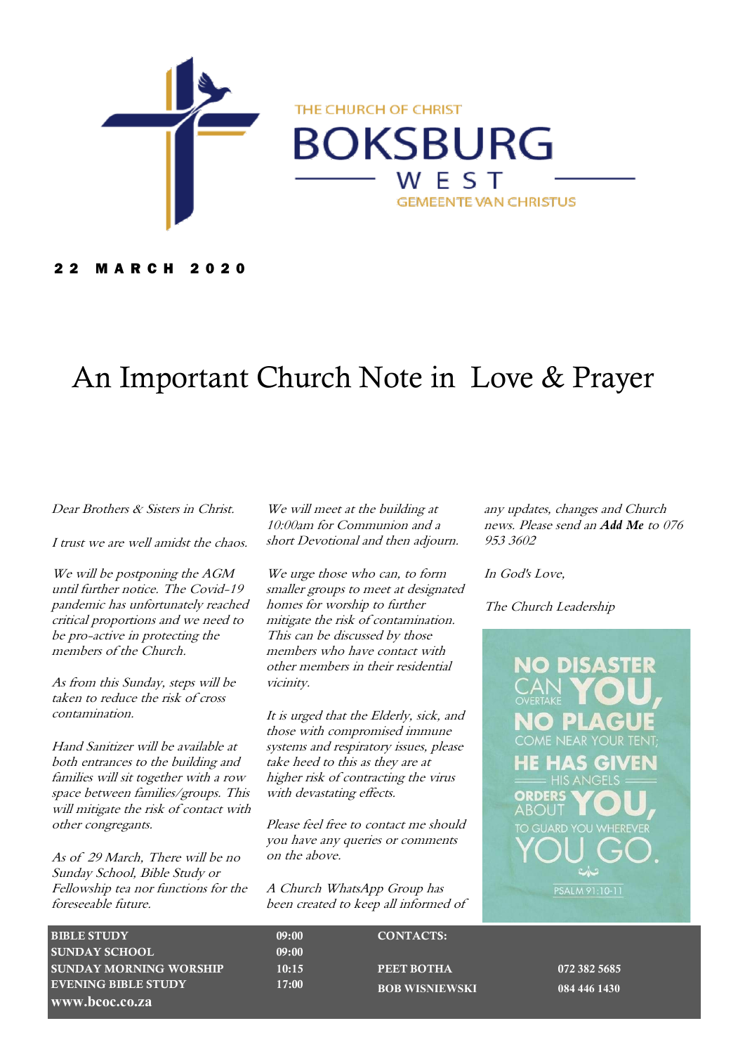THE CHURCH OF CHRIST

# BOKSBURG WEST

GEMEENTE VAN CHRISTUS

**22 MARCH 2020**

# An Important Church Note in Love & Prayer

*Dear Brothers & Sisters in Christ.*

*I trust we are well amidst the chaos.*

*We will be postponing the AGM until further notice. The Covid-19 pandemic has unfortunately reached critical proportions and we need to be pro-active in protecting the members of the Church.*

*As from this Sunday, steps will be taken to reduce the risk of cross contamination.*

*Hand Sanitizer will be available at both entrances to the building and families will sit together with a row space between families/groups. This will mitigate the risk of contact with other congregants.*

*As of 29 March, There will be no Sunday School, Bible Study or Fellowship tea nor functions for the foreseeable future.*

*We will meet at the building at 10:00am for Communion and a short Devotional and then adjourn.*

*We urge those who can, to form smaller groups to meet at designated homes for worship to further mitigate the risk of contamination. This can be discussed by those members who have contact with other members in their residential vicinity.*

*It is urged that the Elderly, sick, and those with compromised immune systems and respiratory issues, please take heed to this as they are at higher risk of contracting the virus with devastating effects.*

*Please feel free to contact me should you have any queries or comments on the above.*

*A Church WhatsApp Group has been created to keep all informed of any updates, changes and Church news. Please send an **Add Me** to 076 953 3602*

*In God's Love,*

*The Church Leadership*

NO DISASTER CAN OVERTAKE YOU, NO PLAGUE COME NEAR YOUR TENT; HE HAS GIVEN HIS ANGELS ORDERS ABOUT YOU, TO GUARD YOU WHEREVER YOU GO.

PSALM 91:10-11

| | | | |
|---|---|---|---|
| **BIBLE STUDY** | **09:00** | **CONTACTS:** | |
| **SUNDAY SCHOOL** | **09:00** | | |
| **SUNDAY MORNING WORSHIP** | **10:15** | **PEET BOTHA** | **072 382 5685** |
| **EVENING BIBLE STUDY** | **17:00** | **BOB WISNIEWSKI** | **084 446 1430** |
| **www.bcoc.co.za** | | | |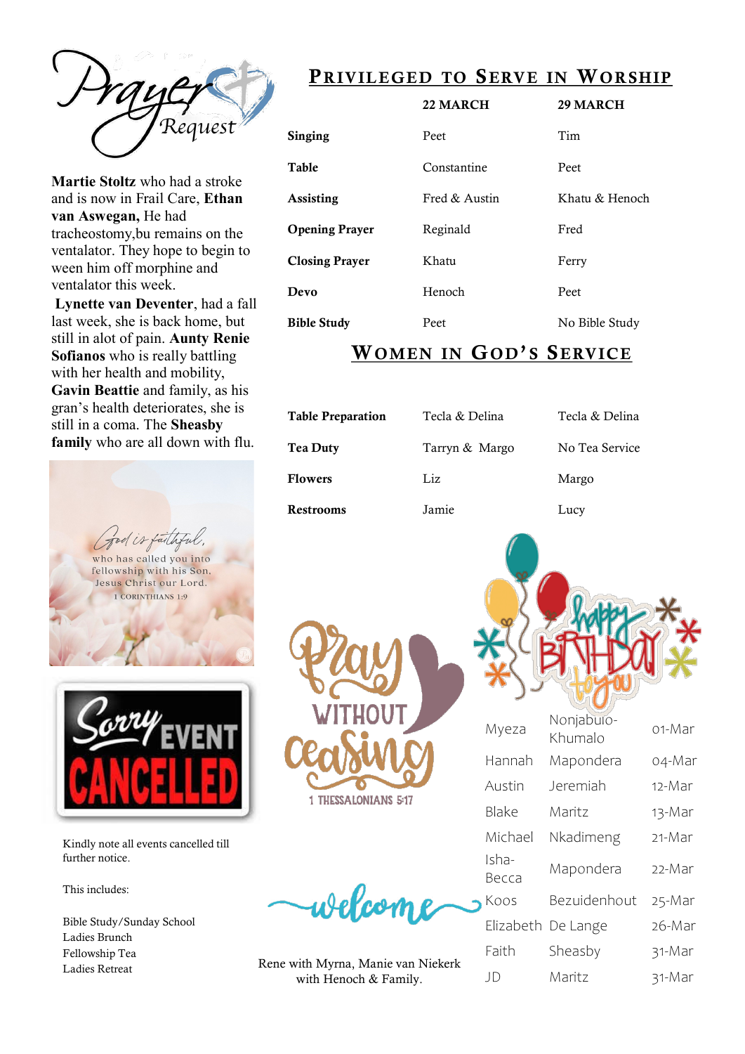## Prayer Request

**Martie Stoltz** who had a stroke and is now in Frail Care, **Ethan van Aswegan,** He had tracheostomy,bu remains on the ventalator. They hope to begin to ween him off morphine and ventalator this week.

**Lynette van Deventer**, had a fall last week, she is back home, but still in alot of pain. **Aunty Renie Sofianos** who is really battling with her health and mobility, **Gavin Beattie** and family, as his gran's health deteriorates, she is still in a coma. The **Sheasby family** who are all down with flu.

God is faithful, who has called you into fellowship with his Son, Jesus Christ our Lord.
1 CORINTHIANS 1:9

Sorry EVENT CANCELLED

Kindly note all events cancelled till further notice.

This includes:

Bible Study/Sunday School
Ladies Brunch
Fellowship Tea
Ladies Retreat

## Privileged to Serve in Worship

| | 22 MARCH | 29 MARCH |
|---|---|---|
| **Singing** | Peet | Tim |
| **Table** | Constantine | Peet |
| **Assisting** | Fred & Austin | Khatu & Henoch |
| **Opening Prayer** | Reginald | Fred |
| **Closing Prayer** | Khatu | Ferry |
| **Devo** | Henoch | Peet |
| **Bible Study** | Peet | No Bible Study |

## Women in God's Service

| | | |
|---|---|---|
| **Table Preparation** | Tecla & Delina | Tecla & Delina |
| **Tea Duty** | Tarryn & Margo | No Tea Service |
| **Flowers** | Liz | Margo |
| **Restrooms** | Jamie | Lucy |

Pray WITHOUT ceasing
1 THESSALONIANS 5:17

welcome

Rene with Myrna, Manie van Niekerk with Henoch & Family.

happy BIRTHDAY to you

| | | |
|---|---|---|
| Myeza | Nonjabulo-Khumalo | 01-Mar |
| Hannah | Mapondera | 04-Mar |
| Austin | Jeremiah | 12-Mar |
| Blake | Maritz | 13-Mar |
| Michael | Nkadimeng | 21-Mar |
| Isha-Becca | Mapondera | 22-Mar |
| Koos | Bezuidenhout | 25-Mar |
| Elizabeth | De Lange | 26-Mar |
| Faith | Sheasby | 31-Mar |
| JD | Maritz | 31-Mar |